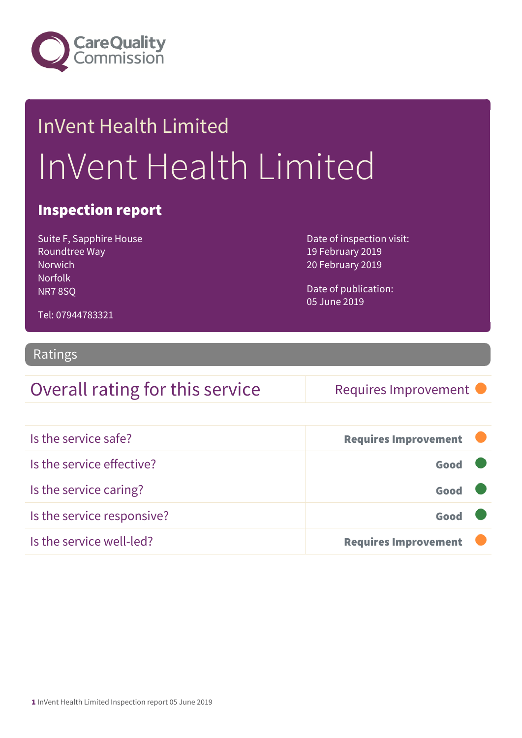Care Quality Commission

# InVent Health Limited

# InVent Health Limited

## Inspection report

Suite F, Sapphire House
Roundtree Way
Norwich
Norfolk
NR7 8SQ

Tel: 07944783321

Date of inspection visit:
19 February 2019
20 February 2019

Date of publication:
05 June 2019

## Ratings

| Overall rating for this service | Requires Improvement |
|---|---|

| | |
|---|---|
| Is the service safe? | **Requires Improvement** |
| Is the service effective? | **Good** |
| Is the service caring? | **Good** |
| Is the service responsive? | **Good** |
| Is the service well-led? | **Requires Improvement** |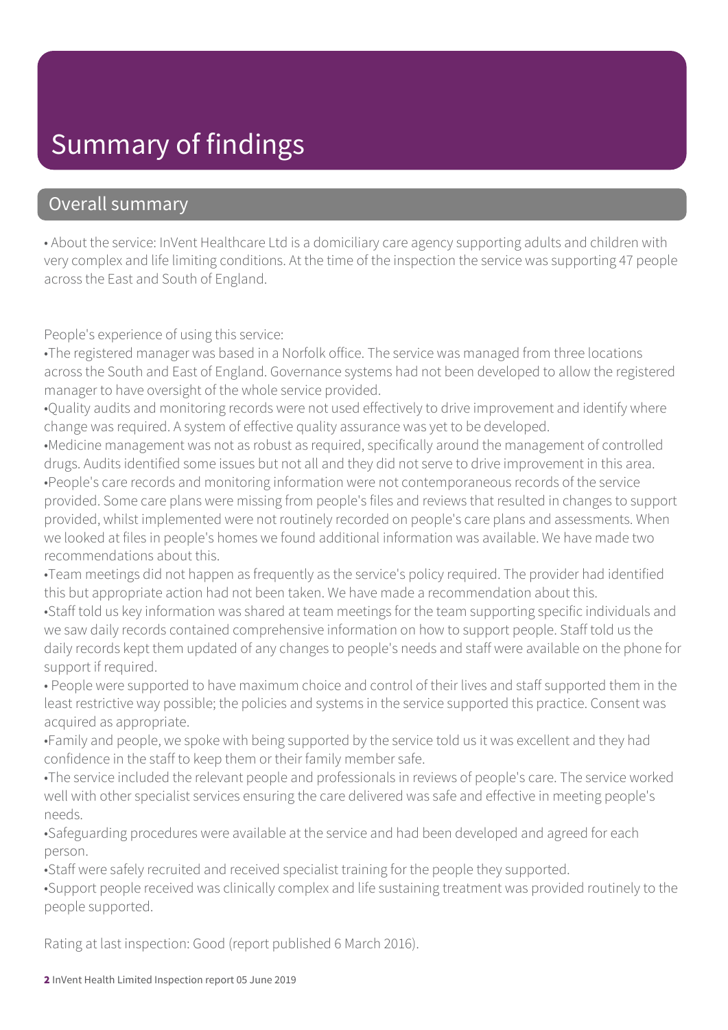# Summary of findings

## Overall summary

• About the service: InVent Healthcare Ltd is a domiciliary care agency supporting adults and children with very complex and life limiting conditions. At the time of the inspection the service was supporting 47 people across the East and South of England.

People's experience of using this service:

- The registered manager was based in a Norfolk office. The service was managed from three locations across the South and East of England. Governance systems had not been developed to allow the registered manager to have oversight of the whole service provided.
- Quality audits and monitoring records were not used effectively to drive improvement and identify where change was required. A system of effective quality assurance was yet to be developed.
- Medicine management was not as robust as required, specifically around the management of controlled drugs. Audits identified some issues but not all and they did not serve to drive improvement in this area.
- People's care records and monitoring information were not contemporaneous records of the service provided. Some care plans were missing from people's files and reviews that resulted in changes to support provided, whilst implemented were not routinely recorded on people's care plans and assessments. When we looked at files in people's homes we found additional information was available. We have made two recommendations about this.
- Team meetings did not happen as frequently as the service's policy required. The provider had identified this but appropriate action had not been taken. We have made a recommendation about this.
- Staff told us key information was shared at team meetings for the team supporting specific individuals and we saw daily records contained comprehensive information on how to support people. Staff told us the daily records kept them updated of any changes to people's needs and staff were available on the phone for support if required.
- People were supported to have maximum choice and control of their lives and staff supported them in the least restrictive way possible; the policies and systems in the service supported this practice. Consent was acquired as appropriate.
- Family and people, we spoke with being supported by the service told us it was excellent and they had confidence in the staff to keep them or their family member safe.
- The service included the relevant people and professionals in reviews of people's care. The service worked well with other specialist services ensuring the care delivered was safe and effective in meeting people's needs.
- Safeguarding procedures were available at the service and had been developed and agreed for each person.
- Staff were safely recruited and received specialist training for the people they supported.
- Support people received was clinically complex and life sustaining treatment was provided routinely to the people supported.

Rating at last inspection: Good (report published 6 March 2016).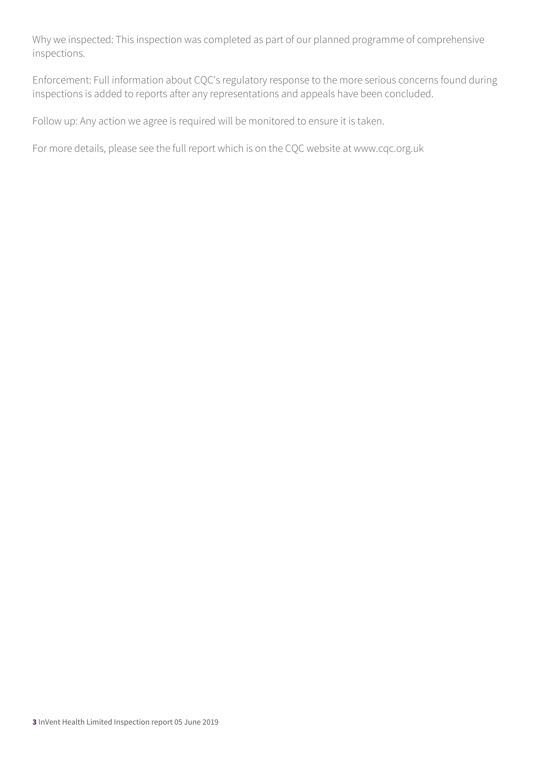Why we inspected: This inspection was completed as part of our planned programme of comprehensive inspections.

Enforcement: Full information about CQC's regulatory response to the more serious concerns found during inspections is added to reports after any representations and appeals have been concluded.

Follow up: Any action we agree is required will be monitored to ensure it is taken.

For more details, please see the full report which is on the CQC website at www.cqc.org.uk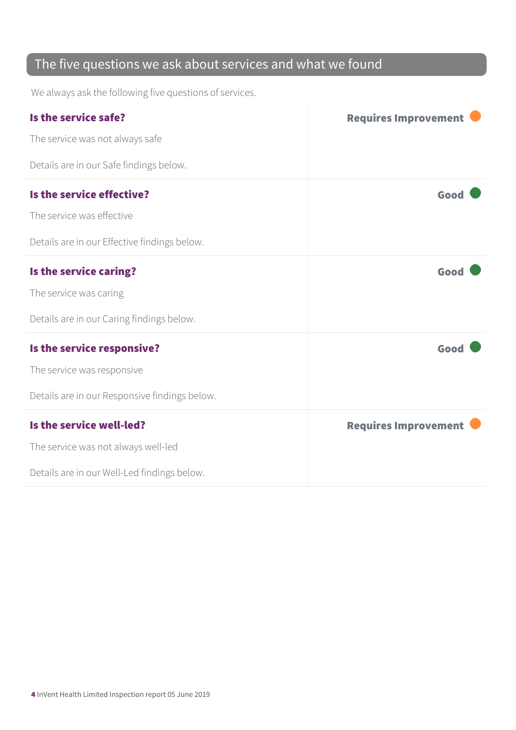## The five questions we ask about services and what we found

We always ask the following five questions of services.

| | |
|---|---|
| **Is the service safe?**<br><br>The service was not always safe<br><br>Details are in our Safe findings below. | **Requires Improvement** |
| **Is the service effective?**<br><br>The service was effective<br><br>Details are in our Effective findings below. | **Good** |
| **Is the service caring?**<br><br>The service was caring<br><br>Details are in our Caring findings below. | **Good** |
| **Is the service responsive?**<br><br>The service was responsive<br><br>Details are in our Responsive findings below. | **Good** |
| **Is the service well-led?**<br><br>The service was not always well-led<br><br>Details are in our Well-Led findings below. | **Requires Improvement** |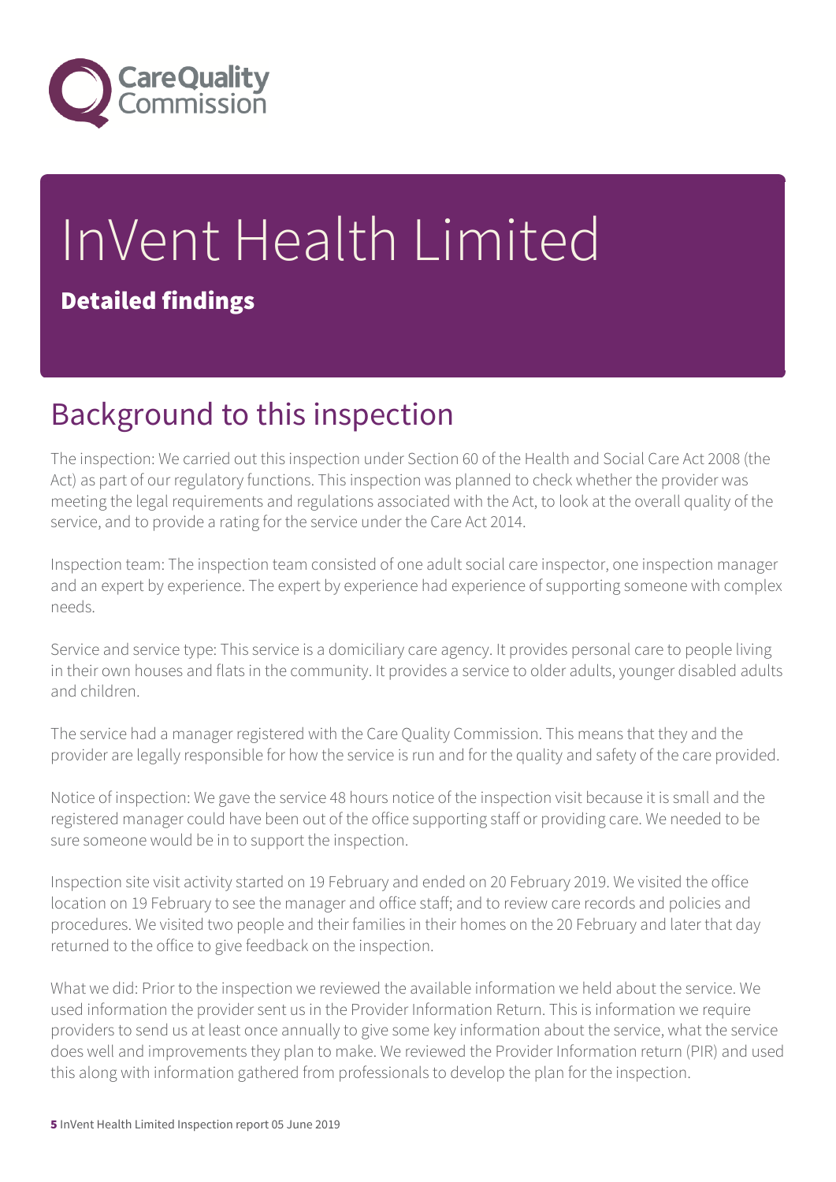# InVent Health Limited

**Detailed findings**

## Background to this inspection

The inspection: We carried out this inspection under Section 60 of the Health and Social Care Act 2008 (the Act) as part of our regulatory functions. This inspection was planned to check whether the provider was meeting the legal requirements and regulations associated with the Act, to look at the overall quality of the service, and to provide a rating for the service under the Care Act 2014.

Inspection team: The inspection team consisted of one adult social care inspector, one inspection manager and an expert by experience. The expert by experience had experience of supporting someone with complex needs.

Service and service type: This service is a domiciliary care agency. It provides personal care to people living in their own houses and flats in the community. It provides a service to older adults, younger disabled adults and children.

The service had a manager registered with the Care Quality Commission. This means that they and the provider are legally responsible for how the service is run and for the quality and safety of the care provided.

Notice of inspection: We gave the service 48 hours notice of the inspection visit because it is small and the registered manager could have been out of the office supporting staff or providing care. We needed to be sure someone would be in to support the inspection.

Inspection site visit activity started on 19 February and ended on 20 February 2019. We visited the office location on 19 February to see the manager and office staff; and to review care records and policies and procedures. We visited two people and their families in their homes on the 20 February and later that day returned to the office to give feedback on the inspection.

What we did: Prior to the inspection we reviewed the available information we held about the service. We used information the provider sent us in the Provider Information Return. This is information we require providers to send us at least once annually to give some key information about the service, what the service does well and improvements they plan to make. We reviewed the Provider Information return (PIR) and used this along with information gathered from professionals to develop the plan for the inspection.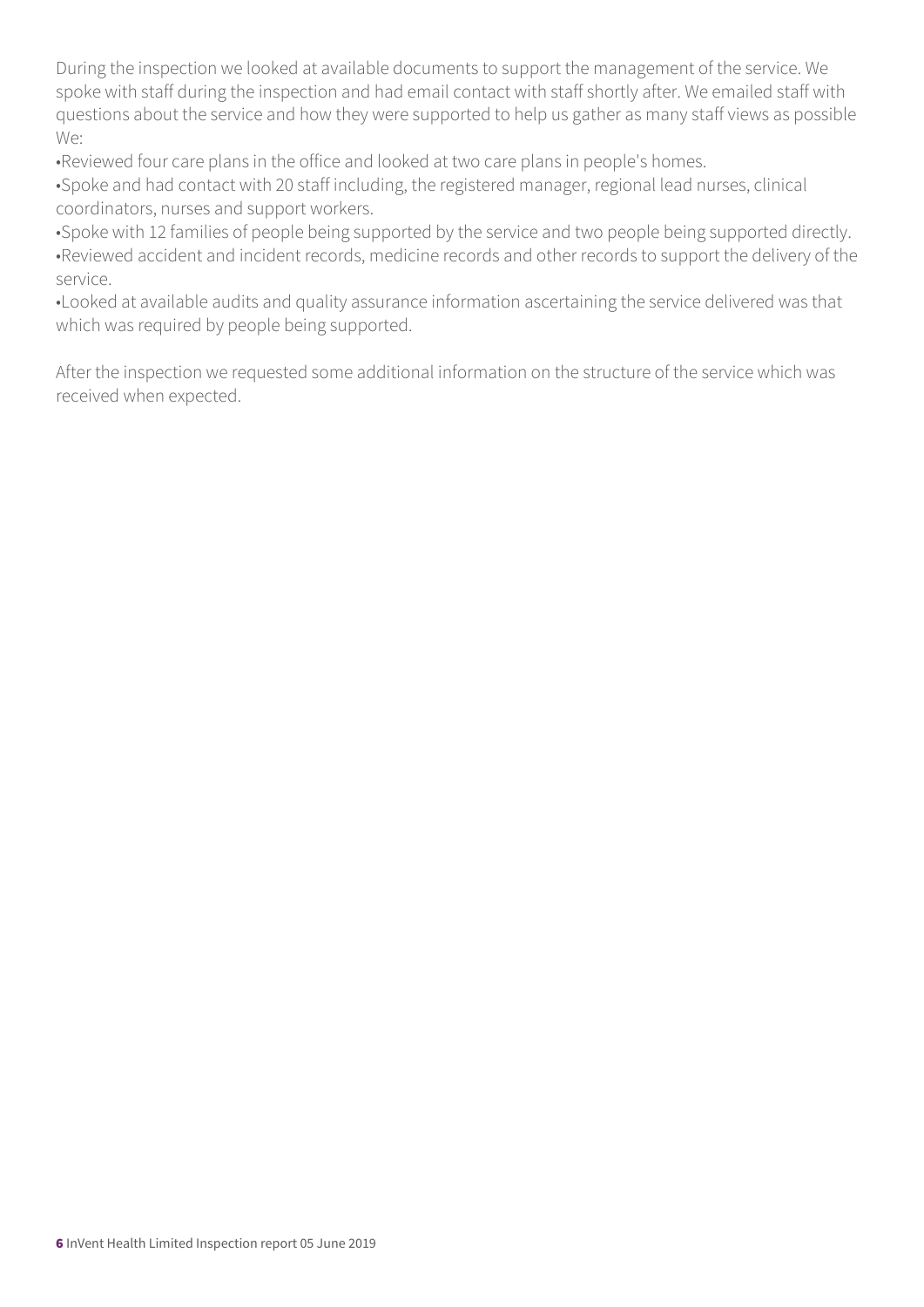During the inspection we looked at available documents to support the management of the service. We spoke with staff during the inspection and had email contact with staff shortly after. We emailed staff with questions about the service and how they were supported to help us gather as many staff views as possible We:

- Reviewed four care plans in the office and looked at two care plans in people's homes.
- Spoke and had contact with 20 staff including, the registered manager, regional lead nurses, clinical coordinators, nurses and support workers.
- Spoke with 12 families of people being supported by the service and two people being supported directly.
- Reviewed accident and incident records, medicine records and other records to support the delivery of the service.
- Looked at available audits and quality assurance information ascertaining the service delivered was that which was required by people being supported.

After the inspection we requested some additional information on the structure of the service which was received when expected.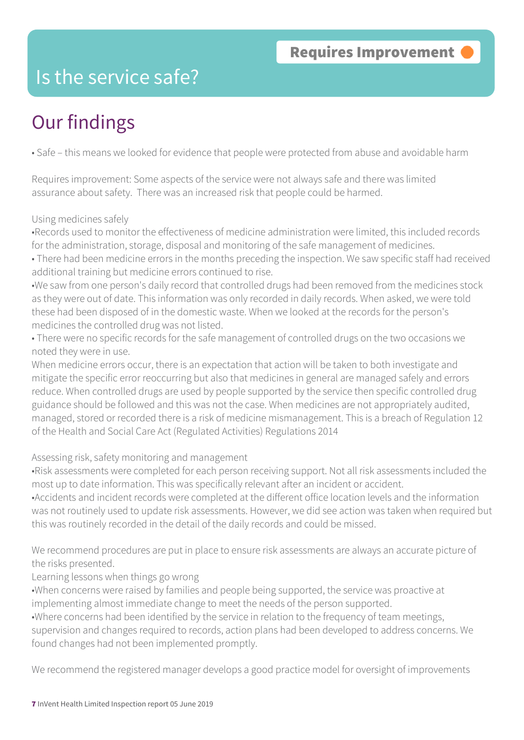**Requires Improvement**

# Is the service safe?

## Our findings

• Safe – this means we looked for evidence that people were protected from abuse and avoidable harm

Requires improvement: Some aspects of the service were not always safe and there was limited assurance about safety. There was an increased risk that people could be harmed.

Using medicines safely

•Records used to monitor the effectiveness of medicine administration were limited, this included records for the administration, storage, disposal and monitoring of the safe management of medicines.

• There had been medicine errors in the months preceding the inspection. We saw specific staff had received additional training but medicine errors continued to rise.

•We saw from one person's daily record that controlled drugs had been removed from the medicines stock as they were out of date. This information was only recorded in daily records. When asked, we were told these had been disposed of in the domestic waste. When we looked at the records for the person's medicines the controlled drug was not listed.

• There were no specific records for the safe management of controlled drugs on the two occasions we noted they were in use.

When medicine errors occur, there is an expectation that action will be taken to both investigate and mitigate the specific error reoccurring but also that medicines in general are managed safely and errors reduce. When controlled drugs are used by people supported by the service then specific controlled drug guidance should be followed and this was not the case. When medicines are not appropriately audited, managed, stored or recorded there is a risk of medicine mismanagement. This is a breach of Regulation 12 of the Health and Social Care Act (Regulated Activities) Regulations 2014

Assessing risk, safety monitoring and management

•Risk assessments were completed for each person receiving support. Not all risk assessments included the most up to date information. This was specifically relevant after an incident or accident.

•Accidents and incident records were completed at the different office location levels and the information was not routinely used to update risk assessments. However, we did see action was taken when required but this was routinely recorded in the detail of the daily records and could be missed.

We recommend procedures are put in place to ensure risk assessments are always an accurate picture of the risks presented.

Learning lessons when things go wrong

•When concerns were raised by families and people being supported, the service was proactive at implementing almost immediate change to meet the needs of the person supported.

•Where concerns had been identified by the service in relation to the frequency of team meetings, supervision and changes required to records, action plans had been developed to address concerns. We found changes had not been implemented promptly.

We recommend the registered manager develops a good practice model for oversight of improvements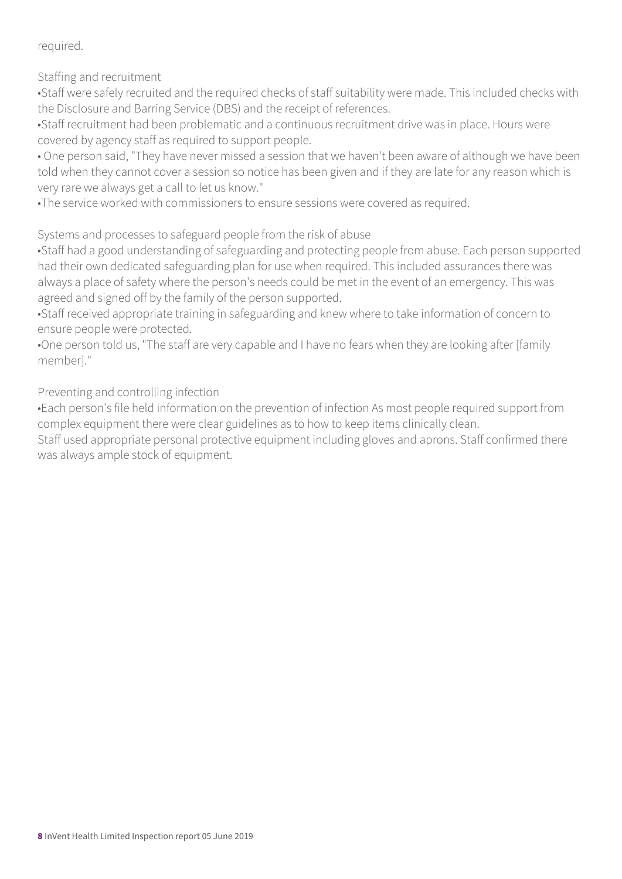required.

Staffing and recruitment

- Staff were safely recruited and the required checks of staff suitability were made. This included checks with the Disclosure and Barring Service (DBS) and the receipt of references.
- Staff recruitment had been problematic and a continuous recruitment drive was in place. Hours were covered by agency staff as required to support people.
- One person said, "They have never missed a session that we haven't been aware of although we have been told when they cannot cover a session so notice has been given and if they are late for any reason which is very rare we always get a call to let us know."
- The service worked with commissioners to ensure sessions were covered as required.

Systems and processes to safeguard people from the risk of abuse

- Staff had a good understanding of safeguarding and protecting people from abuse. Each person supported had their own dedicated safeguarding plan for use when required. This included assurances there was always a place of safety where the person's needs could be met in the event of an emergency. This was agreed and signed off by the family of the person supported.
- Staff received appropriate training in safeguarding and knew where to take information of concern to ensure people were protected.
- One person told us, "The staff are very capable and I have no fears when they are looking after [family member]."

Preventing and controlling infection

- Each person's file held information on the prevention of infection As most people required support from complex equipment there were clear guidelines as to how to keep items clinically clean.

Staff used appropriate personal protective equipment including gloves and aprons. Staff confirmed there was always ample stock of equipment.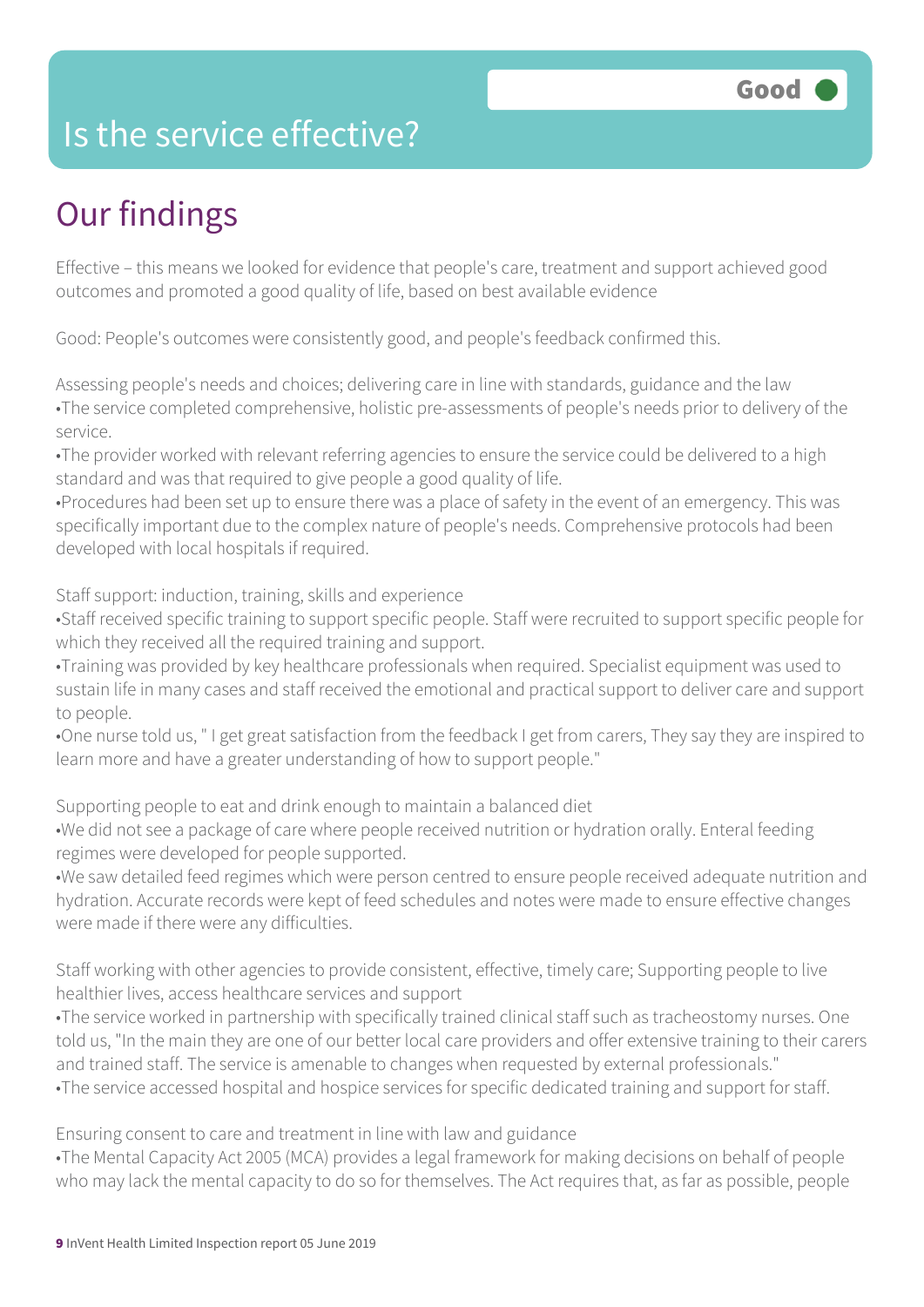# Is the service effective?

Good

## Our findings

Effective – this means we looked for evidence that people's care, treatment and support achieved good outcomes and promoted a good quality of life, based on best available evidence

Good: People's outcomes were consistently good, and people's feedback confirmed this.

Assessing people's needs and choices; delivering care in line with standards, guidance and the law

•The service completed comprehensive, holistic pre-assessments of people's needs prior to delivery of the service.

•The provider worked with relevant referring agencies to ensure the service could be delivered to a high standard and was that required to give people a good quality of life.

•Procedures had been set up to ensure there was a place of safety in the event of an emergency. This was specifically important due to the complex nature of people's needs. Comprehensive protocols had been developed with local hospitals if required.

Staff support: induction, training, skills and experience

•Staff received specific training to support specific people. Staff were recruited to support specific people for which they received all the required training and support.

•Training was provided by key healthcare professionals when required. Specialist equipment was used to sustain life in many cases and staff received the emotional and practical support to deliver care and support to people.

•One nurse told us, " I get great satisfaction from the feedback I get from carers, They say they are inspired to learn more and have a greater understanding of how to support people."

Supporting people to eat and drink enough to maintain a balanced diet

•We did not see a package of care where people received nutrition or hydration orally. Enteral feeding regimes were developed for people supported.

•We saw detailed feed regimes which were person centred to ensure people received adequate nutrition and hydration. Accurate records were kept of feed schedules and notes were made to ensure effective changes were made if there were any difficulties.

Staff working with other agencies to provide consistent, effective, timely care; Supporting people to live healthier lives, access healthcare services and support

•The service worked in partnership with specifically trained clinical staff such as tracheostomy nurses. One told us, "In the main they are one of our better local care providers and offer extensive training to their carers and trained staff. The service is amenable to changes when requested by external professionals."

•The service accessed hospital and hospice services for specific dedicated training and support for staff.

Ensuring consent to care and treatment in line with law and guidance

•The Mental Capacity Act 2005 (MCA) provides a legal framework for making decisions on behalf of people who may lack the mental capacity to do so for themselves. The Act requires that, as far as possible, people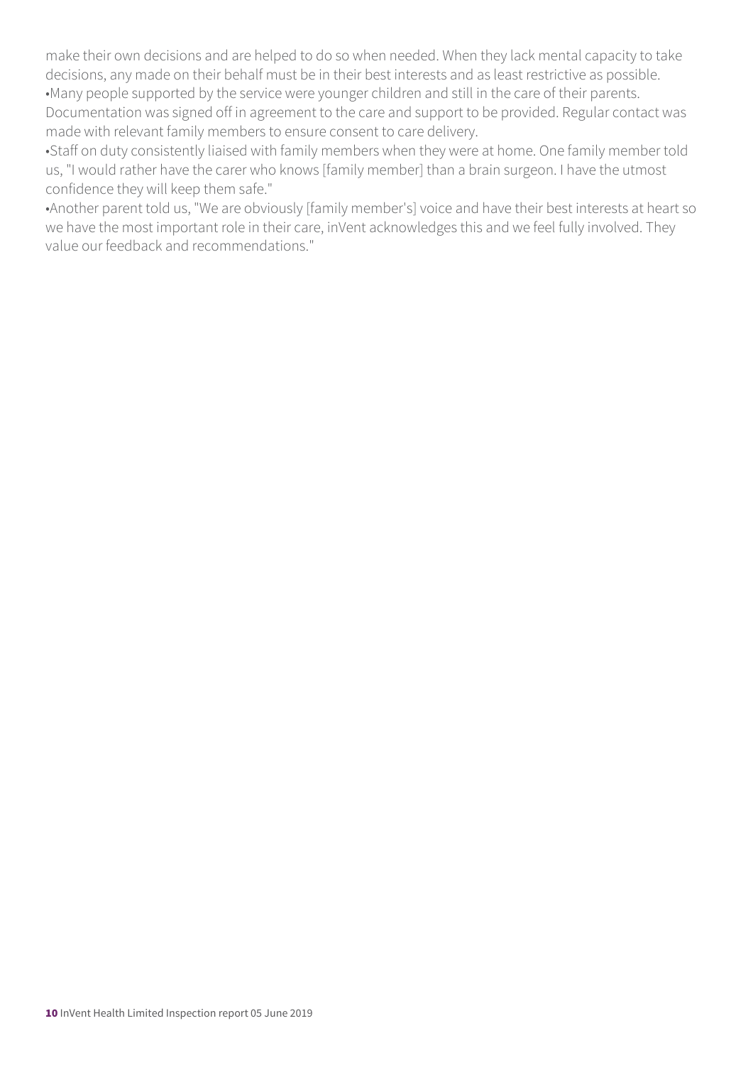make their own decisions and are helped to do so when needed. When they lack mental capacity to take decisions, any made on their behalf must be in their best interests and as least restrictive as possible.

- Many people supported by the service were younger children and still in the care of their parents. Documentation was signed off in agreement to the care and support to be provided. Regular contact was made with relevant family members to ensure consent to care delivery.
- Staff on duty consistently liaised with family members when they were at home. One family member told us, "I would rather have the carer who knows [family member] than a brain surgeon. I have the utmost confidence they will keep them safe."
- Another parent told us, "We are obviously [family member's] voice and have their best interests at heart so we have the most important role in their care, inVent acknowledges this and we feel fully involved. They value our feedback and recommendations."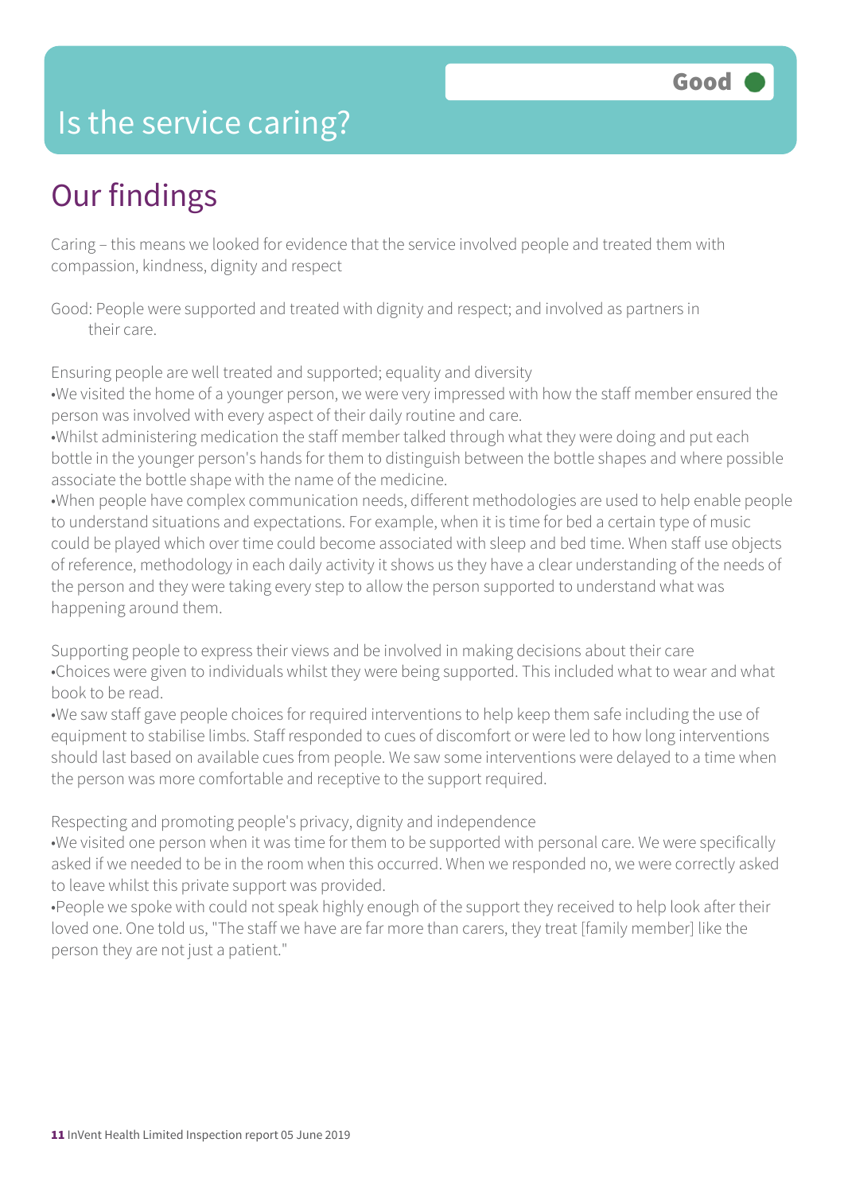Good

# Is the service caring?

## Our findings

Caring – this means we looked for evidence that the service involved people and treated them with compassion, kindness, dignity and respect

Good: People were supported and treated with dignity and respect; and involved as partners in their care.

Ensuring people are well treated and supported; equality and diversity

•We visited the home of a younger person, we were very impressed with how the staff member ensured the person was involved with every aspect of their daily routine and care.

•Whilst administering medication the staff member talked through what they were doing and put each bottle in the younger person's hands for them to distinguish between the bottle shapes and where possible associate the bottle shape with the name of the medicine.

•When people have complex communication needs, different methodologies are used to help enable people to understand situations and expectations. For example, when it is time for bed a certain type of music could be played which over time could become associated with sleep and bed time. When staff use objects of reference, methodology in each daily activity it shows us they have a clear understanding of the needs of the person and they were taking every step to allow the person supported to understand what was happening around them.

Supporting people to express their views and be involved in making decisions about their care

•Choices were given to individuals whilst they were being supported. This included what to wear and what book to be read.

•We saw staff gave people choices for required interventions to help keep them safe including the use of equipment to stabilise limbs. Staff responded to cues of discomfort or were led to how long interventions should last based on available cues from people. We saw some interventions were delayed to a time when the person was more comfortable and receptive to the support required.

Respecting and promoting people's privacy, dignity and independence

•We visited one person when it was time for them to be supported with personal care. We were specifically asked if we needed to be in the room when this occurred. When we responded no, we were correctly asked to leave whilst this private support was provided.

•People we spoke with could not speak highly enough of the support they received to help look after their loved one. One told us, "The staff we have are far more than carers, they treat [family member] like the person they are not just a patient."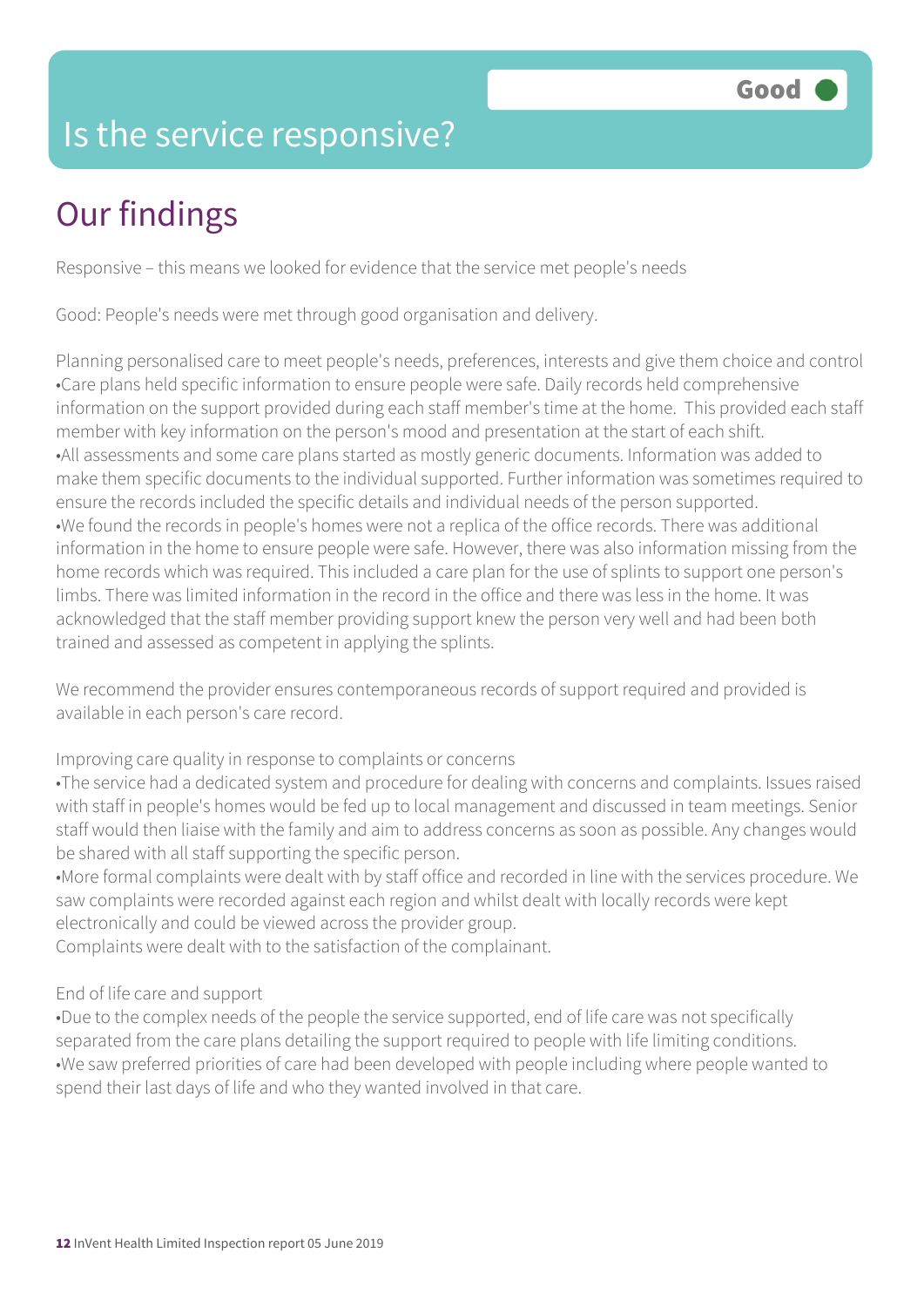# Is the service responsive?

Good

## Our findings

Responsive – this means we looked for evidence that the service met people's needs

Good: People's needs were met through good organisation and delivery.

Planning personalised care to meet people's needs, preferences, interests and give them choice and control
•Care plans held specific information to ensure people were safe. Daily records held comprehensive information on the support provided during each staff member's time at the home. This provided each staff member with key information on the person's mood and presentation at the start of each shift.
•All assessments and some care plans started as mostly generic documents. Information was added to make them specific documents to the individual supported. Further information was sometimes required to ensure the records included the specific details and individual needs of the person supported.
•We found the records in people's homes were not a replica of the office records. There was additional information in the home to ensure people were safe. However, there was also information missing from the home records which was required. This included a care plan for the use of splints to support one person's limbs. There was limited information in the record in the office and there was less in the home. It was acknowledged that the staff member providing support knew the person very well and had been both trained and assessed as competent in applying the splints.

We recommend the provider ensures contemporaneous records of support required and provided is available in each person's care record.

Improving care quality in response to complaints or concerns
•The service had a dedicated system and procedure for dealing with concerns and complaints. Issues raised with staff in people's homes would be fed up to local management and discussed in team meetings. Senior staff would then liaise with the family and aim to address concerns as soon as possible. Any changes would be shared with all staff supporting the specific person.
•More formal complaints were dealt with by staff office and recorded in line with the services procedure. We saw complaints were recorded against each region and whilst dealt with locally records were kept electronically and could be viewed across the provider group.
Complaints were dealt with to the satisfaction of the complainant.

End of life care and support
•Due to the complex needs of the people the service supported, end of life care was not specifically separated from the care plans detailing the support required to people with life limiting conditions.
•We saw preferred priorities of care had been developed with people including where people wanted to spend their last days of life and who they wanted involved in that care.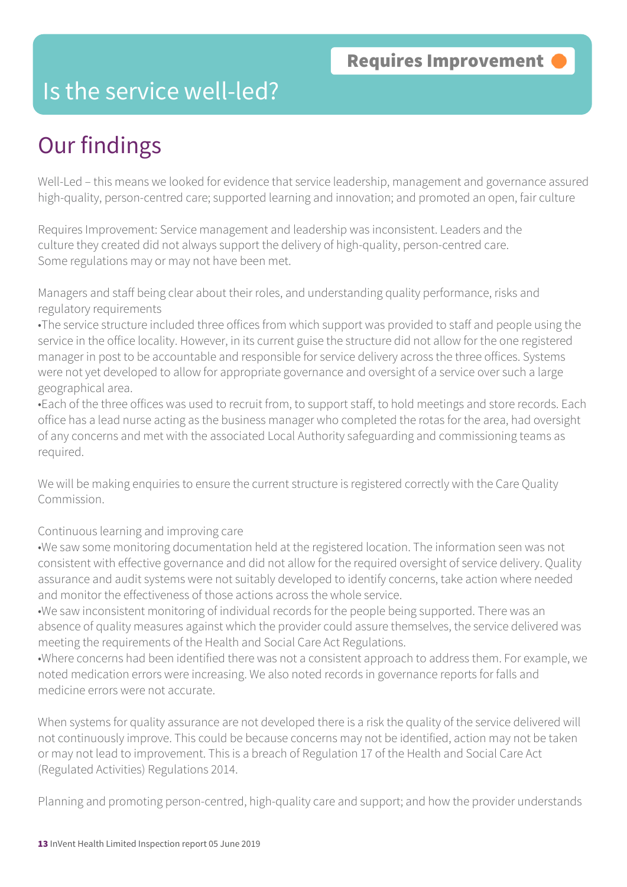# Is the service well-led?

**Requires Improvement**

## Our findings

Well-Led – this means we looked for evidence that service leadership, management and governance assured high-quality, person-centred care; supported learning and innovation; and promoted an open, fair culture

Requires Improvement: Service management and leadership was inconsistent. Leaders and the culture they created did not always support the delivery of high-quality, person-centred care. Some regulations may or may not have been met.

Managers and staff being clear about their roles, and understanding quality performance, risks and regulatory requirements

- The service structure included three offices from which support was provided to staff and people using the service in the office locality. However, in its current guise the structure did not allow for the one registered manager in post to be accountable and responsible for service delivery across the three offices. Systems were not yet developed to allow for appropriate governance and oversight of a service over such a large geographical area.
- Each of the three offices was used to recruit from, to support staff, to hold meetings and store records. Each office has a lead nurse acting as the business manager who completed the rotas for the area, had oversight of any concerns and met with the associated Local Authority safeguarding and commissioning teams as required.

We will be making enquiries to ensure the current structure is registered correctly with the Care Quality Commission.

Continuous learning and improving care

- We saw some monitoring documentation held at the registered location. The information seen was not consistent with effective governance and did not allow for the required oversight of service delivery. Quality assurance and audit systems were not suitably developed to identify concerns, take action where needed and monitor the effectiveness of those actions across the whole service.
- We saw inconsistent monitoring of individual records for the people being supported. There was an absence of quality measures against which the provider could assure themselves, the service delivered was meeting the requirements of the Health and Social Care Act Regulations.
- Where concerns had been identified there was not a consistent approach to address them. For example, we noted medication errors were increasing. We also noted records in governance reports for falls and medicine errors were not accurate.

When systems for quality assurance are not developed there is a risk the quality of the service delivered will not continuously improve. This could be because concerns may not be identified, action may not be taken or may not lead to improvement. This is a breach of Regulation 17 of the Health and Social Care Act (Regulated Activities) Regulations 2014.

Planning and promoting person-centred, high-quality care and support; and how the provider understands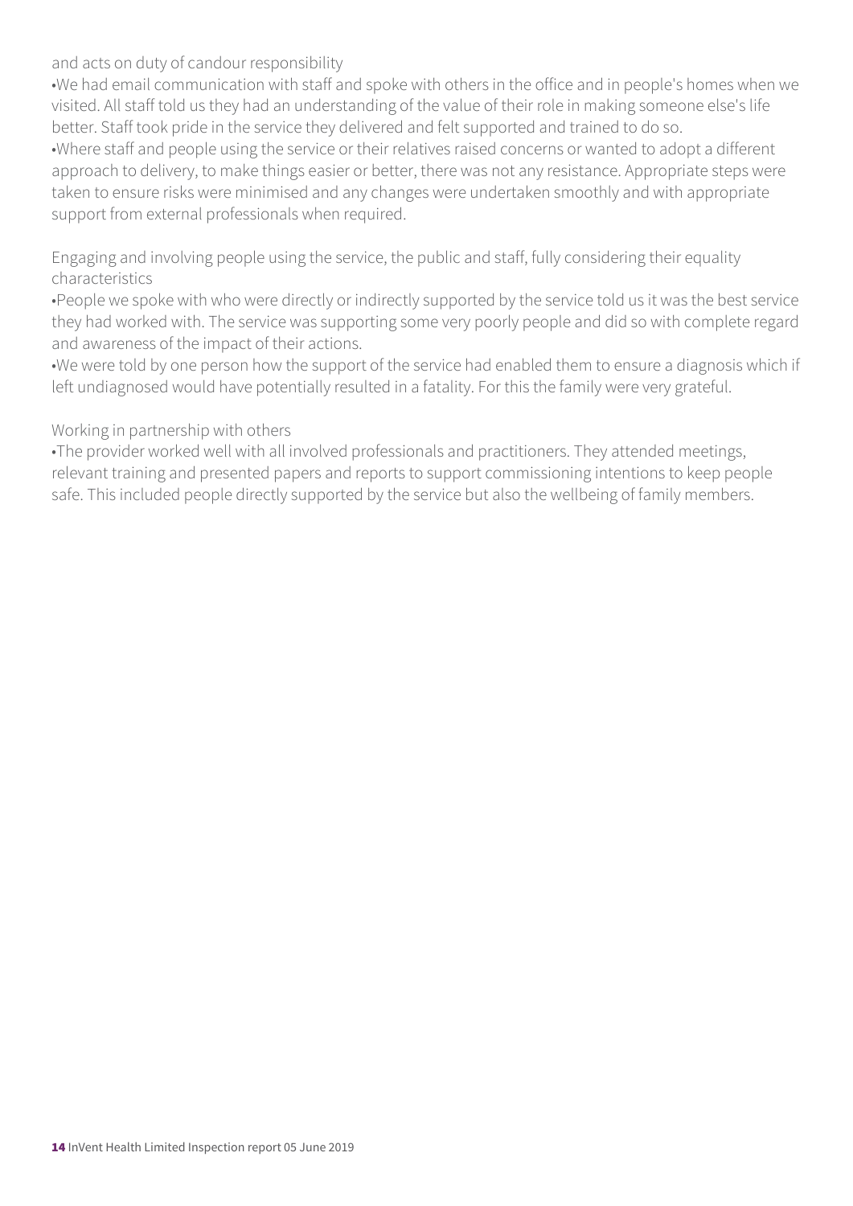and acts on duty of candour responsibility

- We had email communication with staff and spoke with others in the office and in people's homes when we visited. All staff told us they had an understanding of the value of their role in making someone else's life better. Staff took pride in the service they delivered and felt supported and trained to do so.
- Where staff and people using the service or their relatives raised concerns or wanted to adopt a different approach to delivery, to make things easier or better, there was not any resistance. Appropriate steps were taken to ensure risks were minimised and any changes were undertaken smoothly and with appropriate support from external professionals when required.

Engaging and involving people using the service, the public and staff, fully considering their equality characteristics

- People we spoke with who were directly or indirectly supported by the service told us it was the best service they had worked with. The service was supporting some very poorly people and did so with complete regard and awareness of the impact of their actions.
- We were told by one person how the support of the service had enabled them to ensure a diagnosis which if left undiagnosed would have potentially resulted in a fatality. For this the family were very grateful.

Working in partnership with others

- The provider worked well with all involved professionals and practitioners. They attended meetings, relevant training and presented papers and reports to support commissioning intentions to keep people safe. This included people directly supported by the service but also the wellbeing of family members.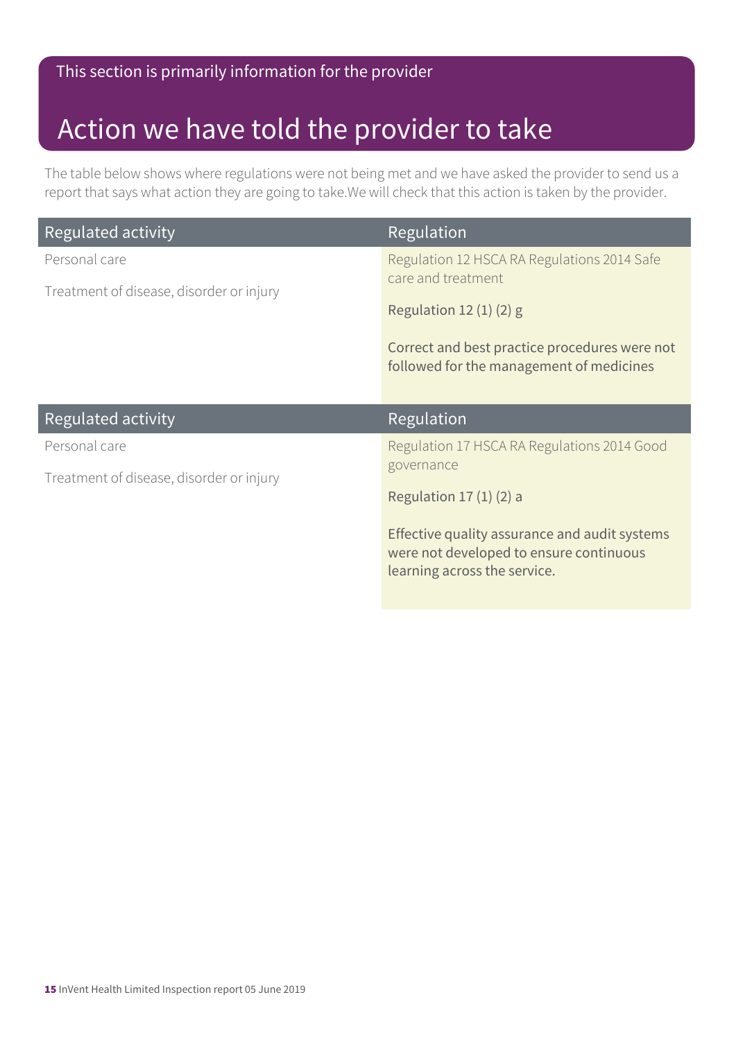This section is primarily information for the provider

# Action we have told the provider to take

The table below shows where regulations were not being met and we have asked the provider to send us a report that says what action they are going to take.We will check that this action is taken by the provider.

| Regulated activity | Regulation |
|---|---|
| Personal care<br><br>Treatment of disease, disorder or injury | Regulation 12 HSCA RA Regulations 2014 Safe care and treatment<br><br>Regulation 12 (1) (2) g<br><br>Correct and best practice procedures were not followed for the management of medicines |

| Regulated activity | Regulation |
|---|---|
| Personal care<br><br>Treatment of disease, disorder or injury | Regulation 17 HSCA RA Regulations 2014 Good governance<br><br>Regulation 17 (1) (2) a<br><br>Effective quality assurance and audit systems were not developed to ensure continuous learning across the service. |